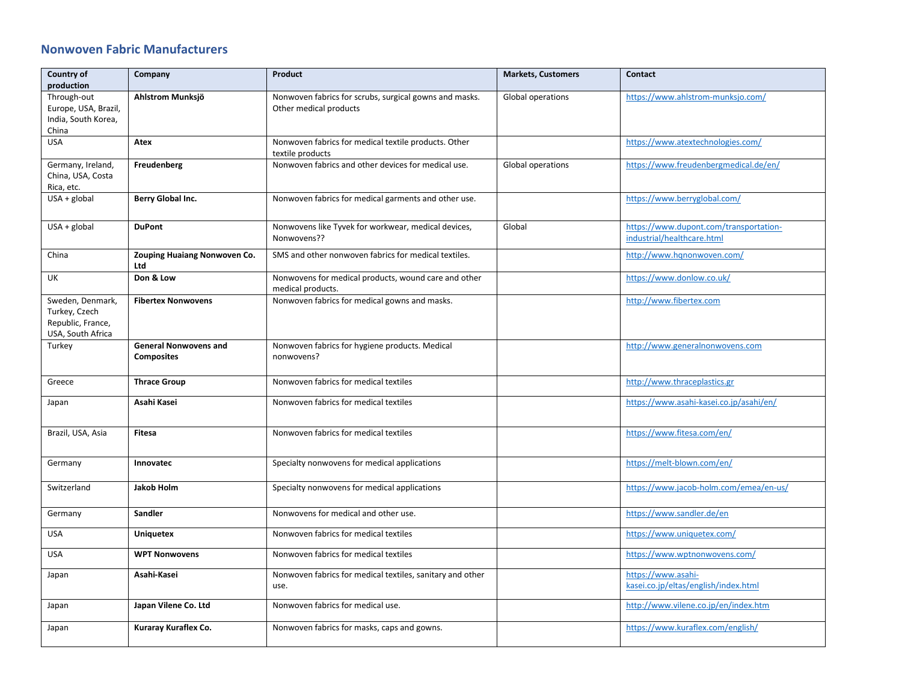## Nonwoven Fabric Manufacturers

| Country of production | Company | Product | Markets, Customers | Contact |
|---|---|---|---|---|
| Through-out Europe, USA, Brazil, India, South Korea, China | **Ahlstrom Munksjö** | Nonwoven fabrics for scrubs, surgical gowns and masks. Other medical products | Global operations | https://www.ahlstrom-munksjo.com/ |
| USA | **Atex** | Nonwoven fabrics for medical textile products. Other textile products | | https://www.atextechnologies.com/ |
| Germany, Ireland, China, USA, Costa Rica, etc. | **Freudenberg** | Nonwoven fabrics and other devices for medical use. | Global operations | https://www.freudenbergmedical.de/en/ |
| USA + global | **Berry Global Inc.** | Nonwoven fabrics for medical garments and other use. | | https://www.berryglobal.com/ |
| USA + global | **DuPont** | Nonwovens like Tyvek for workwear, medical devices, Nonwovens?? | Global | https://www.dupont.com/transportation-industrial/healthcare.html |
| China | **Zouping Huaiang Nonwoven Co. Ltd** | SMS and other nonwoven fabrics for medical textiles. | | http://www.hqnonwoven.com/ |
| UK | **Don & Low** | Nonwovens for medical products, wound care and other medical products. | | https://www.donlow.co.uk/ |
| Sweden, Denmark, Turkey, Czech Republic, France, USA, South Africa | **Fibertex Nonwovens** | Nonwoven fabrics for medical gowns and masks. | | http://www.fibertex.com |
| Turkey | **General Nonwovens and Composites** | Nonwoven fabrics for hygiene products. Medical nonwovens? | | http://www.generalnonwovens.com |
| Greece | **Thrace Group** | Nonwoven fabrics for medical textiles | | http://www.thraceplastics.gr |
| Japan | **Asahi Kasei** | Nonwoven fabrics for medical textiles | | https://www.asahi-kasei.co.jp/asahi/en/ |
| Brazil, USA, Asia | **Fitesa** | Nonwoven fabrics for medical textiles | | https://www.fitesa.com/en/ |
| Germany | **Innovatec** | Specialty nonwovens for medical applications | | https://melt-blown.com/en/ |
| Switzerland | **Jakob Holm** | Specialty nonwovens for medical applications | | https://www.jacob-holm.com/emea/en-us/ |
| Germany | **Sandler** | Nonwovens for medical and other use. | | https://www.sandler.de/en |
| USA | **Uniquetex** | Nonwoven fabrics for medical textiles | | https://www.uniquetex.com/ |
| USA | **WPT Nonwovens** | Nonwoven fabrics for medical textiles | | https://www.wptnonwovens.com/ |
| Japan | **Asahi-Kasei** | Nonwoven fabrics for medical textiles, sanitary and other use. | | https://www.asahi-kasei.co.jp/eltas/english/index.html |
| Japan | **Japan Vilene Co. Ltd** | Nonwoven fabrics for medical use. | | http://www.vilene.co.jp/en/index.htm |
| Japan | **Kuraray Kuraflex Co.** | Nonwoven fabrics for masks, caps and gowns. | | https://www.kuraflex.com/english/ |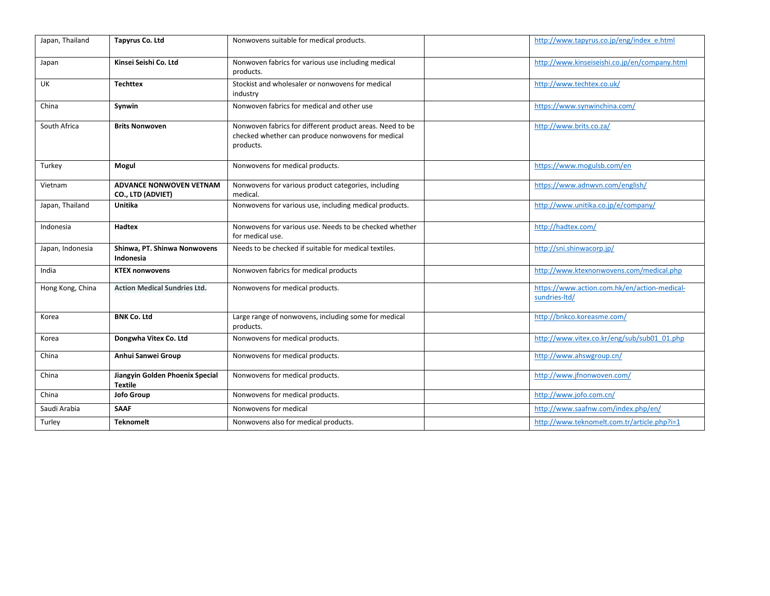| | | | | |
|---|---|---|---|---|
| Japan, Thailand | **Tapyrus Co. Ltd** | Nonwovens suitable for medical products. | | http://www.tapyrus.co.jp/eng/index_e.html |
| Japan | **Kinsei Seishi Co. Ltd** | Nonwoven fabrics for various use including medical products. | | http://www.kinseiseishi.co.jp/en/company.html |
| UK | **Techttex** | Stockist and wholesaler or nonwovens for medical industry | | http://www.techtex.co.uk/ |
| China | **Synwin** | Nonwoven fabrics for medical and other use | | https://www.synwinchina.com/ |
| South Africa | **Brits Nonwoven** | Nonwoven fabrics for different product areas. Need to be checked whether can produce nonwovens for medical products. | | http://www.brits.co.za/ |
| Turkey | **Mogul** | Nonwovens for medical products. | | https://www.mogulsb.com/en |
| Vietnam | **ADVANCE NONWOVEN VETNAM CO., LTD (ADVIET)** | Nonwovens for various product categories, including medical. | | https://www.adnwvn.com/english/ |
| Japan, Thailand | **Unitika** | Nonwovens for various use, including medical products. | | http://www.unitika.co.jp/e/company/ |
| Indonesia | **Hadtex** | Nonwovens for various use. Needs to be checked whether for medical use. | | http://hadtex.com/ |
| Japan, Indonesia | **Shinwa, PT. Shinwa Nonwovens Indonesia** | Needs to be checked if suitable for medical textiles. | | http://sni.shinwacorp.jp/ |
| India | **KTEX nonwovens** | Nonwoven fabrics for medical products | | http://www.ktexnonwovens.com/medical.php |
| Hong Kong, China | **Action Medical Sundries Ltd.** | Nonwovens for medical products. | | https://www.action.com.hk/en/action-medical-sundries-ltd/ |
| Korea | **BNK Co. Ltd** | Large range of nonwovens, including some for medical products. | | http://bnkco.koreasme.com/ |
| Korea | **Dongwha Vitex Co. Ltd** | Nonwovens for medical products. | | http://www.vitex.co.kr/eng/sub/sub01_01.php |
| China | **Anhui Sanwei Group** | Nonwovens for medical products. | | http://www.ahswgroup.cn/ |
| China | **Jiangyin Golden Phoenix Special Textile** | Nonwovens for medical products. | | http://www.jfnonwoven.com/ |
| China | **Jofo Group** | Nonwovens for medical products. | | http://www.jofo.com.cn/ |
| Saudi Arabia | **SAAF** | Nonwovens for medical | | http://www.saafnw.com/index.php/en/ |
| Turley | **Teknomelt** | Nonwovens also for medical products. | | http://www.teknomelt.com.tr/article.php?i=1 |